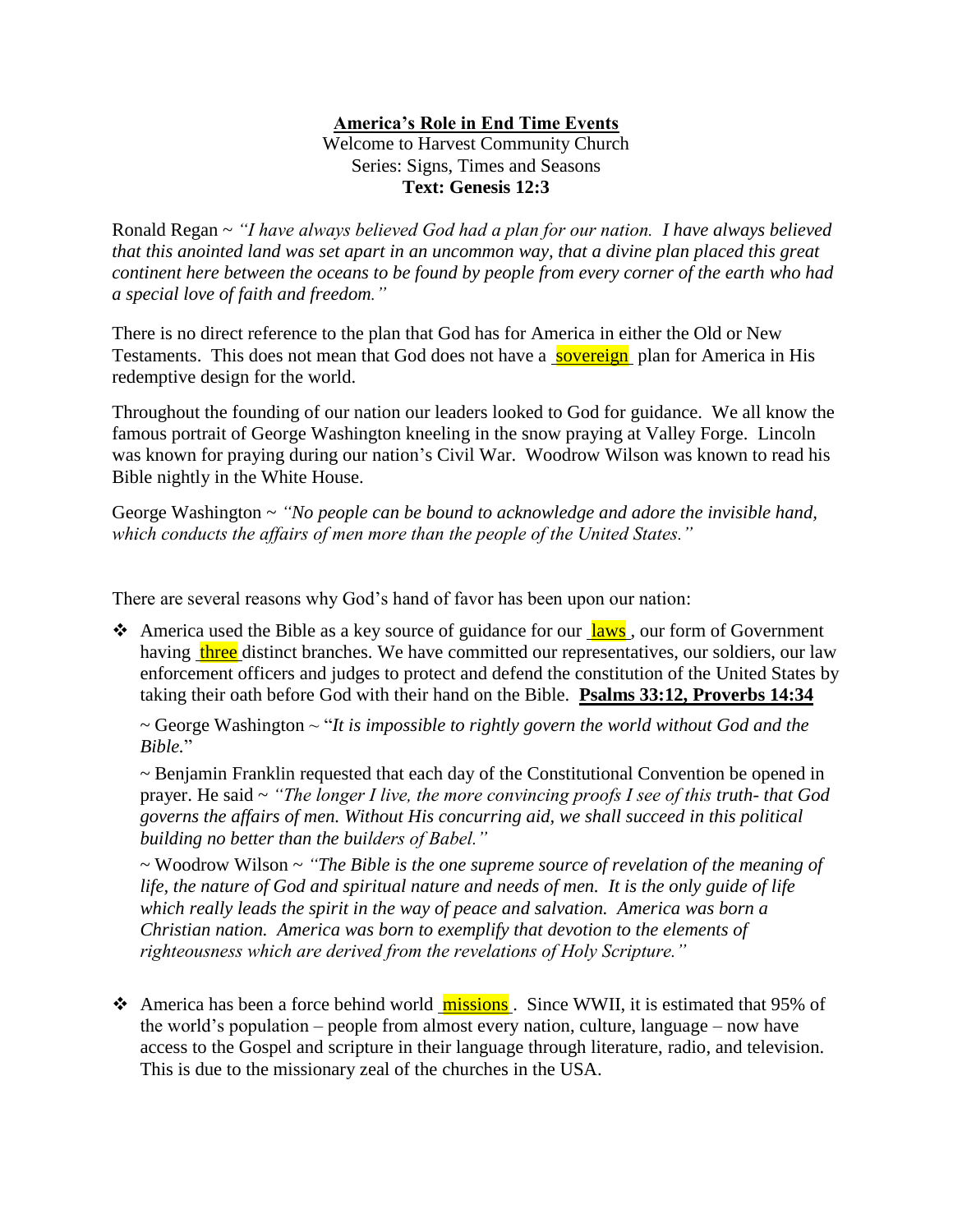**America's Role in End Time Events**

Welcome to Harvest Community Church

Series: Signs, Times and Seasons

**Text: Genesis 12:3**

Ronald Regan ~ *"I have always believed God had a plan for our nation. I have always believed that this anointed land was set apart in an uncommon way, that a divine plan placed this great continent here between the oceans to be found by people from every corner of the earth who had a special love of faith and freedom."*

There is no direct reference to the plan that God has for America in either the Old or New Testaments. This does not mean that God does not have a sovereign plan for America in His redemptive design for the world.

Throughout the founding of our nation our leaders looked to God for guidance. We all know the famous portrait of George Washington kneeling in the snow praying at Valley Forge. Lincoln was known for praying during our nation's Civil War. Woodrow Wilson was known to read his Bible nightly in the White House.

George Washington ~ *"No people can be bound to acknowledge and adore the invisible hand, which conducts the affairs of men more than the people of the United States."*

There are several reasons why God's hand of favor has been upon our nation:

- America used the Bible as a key source of guidance for our laws, our form of Government having three distinct branches. We have committed our representatives, our soldiers, our law enforcement officers and judges to protect and defend the constitution of the United States by taking their oath before God with their hand on the Bible. **Psalms 33:12, Proverbs 14:34**

  ~ George Washington ~ "*It is impossible to rightly govern the world without God and the Bible.*"

  ~ Benjamin Franklin requested that each day of the Constitutional Convention be opened in prayer. He said ~ *"The longer I live, the more convincing proofs I see of this truth- that God governs the affairs of men. Without His concurring aid, we shall succeed in this political building no better than the builders of Babel."*

  ~ Woodrow Wilson ~ *"The Bible is the one supreme source of revelation of the meaning of life, the nature of God and spiritual nature and needs of men. It is the only guide of life which really leads the spirit in the way of peace and salvation. America was born a Christian nation. America was born to exemplify that devotion to the elements of righteousness which are derived from the revelations of Holy Scripture."*

- America has been a force behind world missions. Since WWII, it is estimated that 95% of the world's population – people from almost every nation, culture, language – now have access to the Gospel and scripture in their language through literature, radio, and television. This is due to the missionary zeal of the churches in the USA.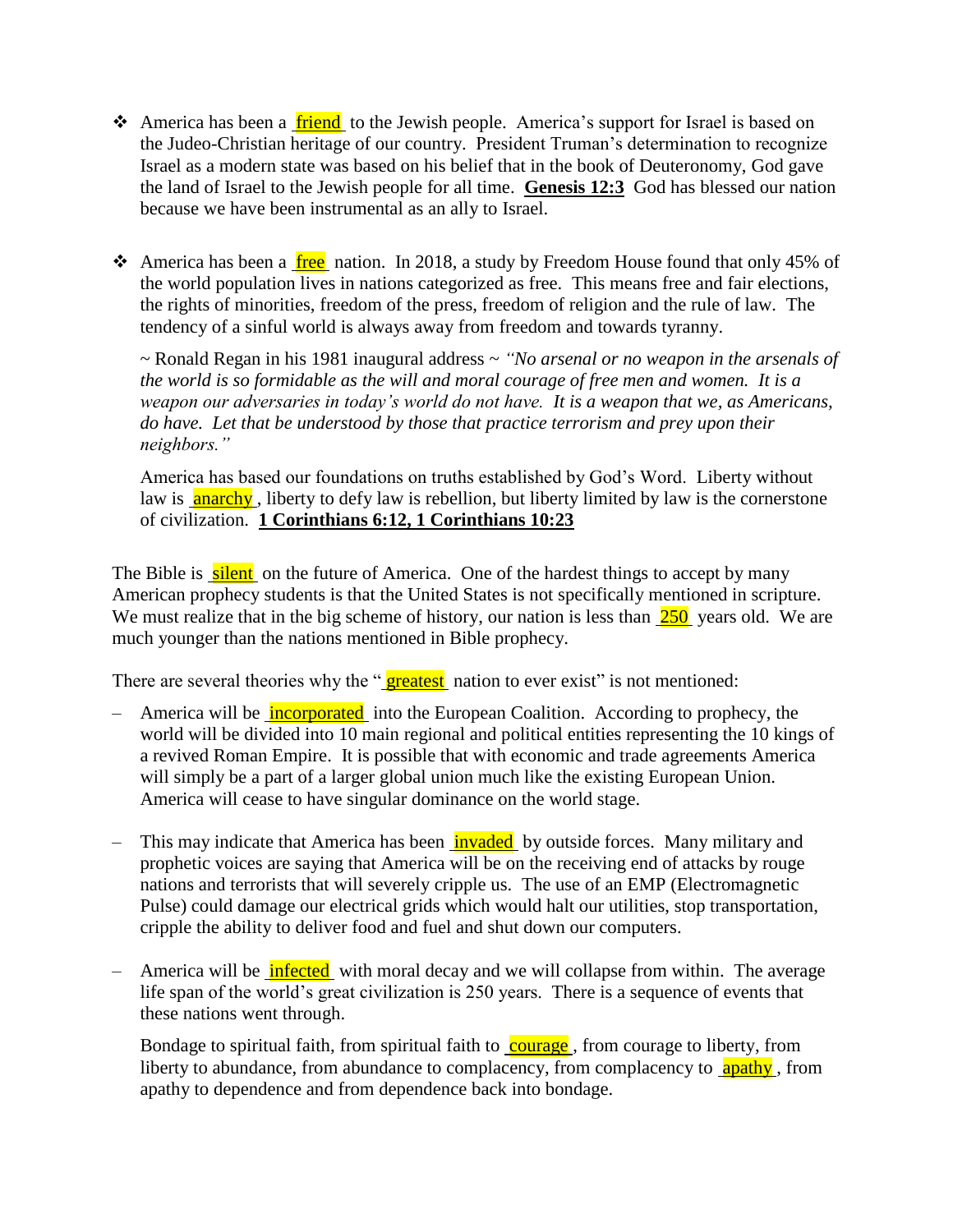- America has been a friend to the Jewish people. America's support for Israel is based on the Judeo-Christian heritage of our country. President Truman's determination to recognize Israel as a modern state was based on his belief that in the book of Deuteronomy, God gave the land of Israel to the Jewish people for all time. **Genesis 12:3** God has blessed our nation because we have been instrumental as an ally to Israel.

- America has been a free nation. In 2018, a study by Freedom House found that only 45% of the world population lives in nations categorized as free. This means free and fair elections, the rights of minorities, freedom of the press, freedom of religion and the rule of law. The tendency of a sinful world is always away from freedom and towards tyranny.

  ~ Ronald Regan in his 1981 inaugural address ~ *"No arsenal or no weapon in the arsenals of the world is so formidable as the will and moral courage of free men and women. It is a weapon our adversaries in today's world do not have. It is a weapon that we, as Americans, do have. Let that be understood by those that practice terrorism and prey upon their neighbors."*

  America has based our foundations on truths established by God's Word. Liberty without law is anarchy, liberty to defy law is rebellion, but liberty limited by law is the cornerstone of civilization. **1 Corinthians 6:12, 1 Corinthians 10:23**

The Bible is silent on the future of America. One of the hardest things to accept by many American prophecy students is that the United States is not specifically mentioned in scripture. We must realize that in the big scheme of history, our nation is less than 250 years old. We are much younger than the nations mentioned in Bible prophecy.

There are several theories why the "greatest nation to ever exist" is not mentioned:

- America will be incorporated into the European Coalition. According to prophecy, the world will be divided into 10 main regional and political entities representing the 10 kings of a revived Roman Empire. It is possible that with economic and trade agreements America will simply be a part of a larger global union much like the existing European Union. America will cease to have singular dominance on the world stage.

- This may indicate that America has been invaded by outside forces. Many military and prophetic voices are saying that America will be on the receiving end of attacks by rouge nations and terrorists that will severely cripple us. The use of an EMP (Electromagnetic Pulse) could damage our electrical grids which would halt our utilities, stop transportation, cripple the ability to deliver food and fuel and shut down our computers.

- America will be infected with moral decay and we will collapse from within. The average life span of the world's great civilization is 250 years. There is a sequence of events that these nations went through.

  Bondage to spiritual faith, from spiritual faith to courage, from courage to liberty, from liberty to abundance, from abundance to complacency, from complacency to apathy, from apathy to dependence and from dependence back into bondage.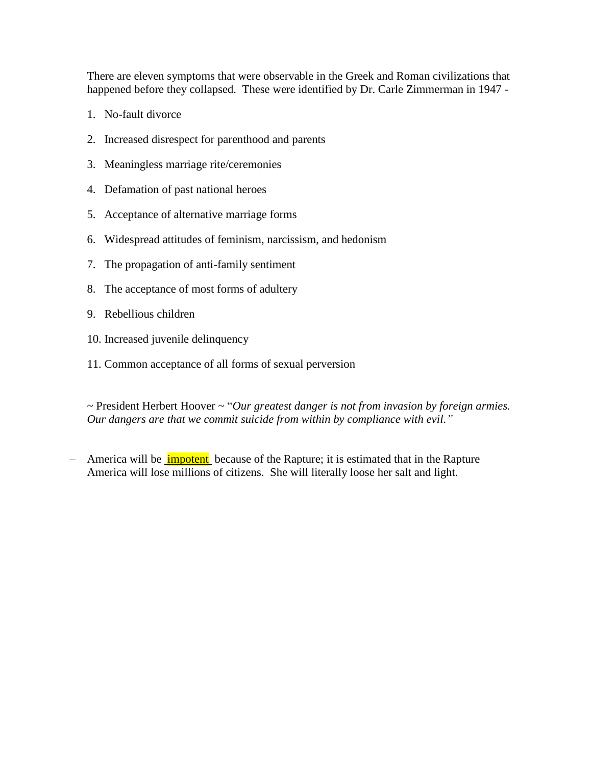There are eleven symptoms that were observable in the Greek and Roman civilizations that happened before they collapsed. These were identified by Dr. Carle Zimmerman in 1947 -

1. No-fault divorce
2. Increased disrespect for parenthood and parents
3. Meaningless marriage rite/ceremonies
4. Defamation of past national heroes
5. Acceptance of alternative marriage forms
6. Widespread attitudes of feminism, narcissism, and hedonism
7. The propagation of anti-family sentiment
8. The acceptance of most forms of adultery
9. Rebellious children
10. Increased juvenile delinquency
11. Common acceptance of all forms of sexual perversion

~ President Herbert Hoover ~ "*Our greatest danger is not from invasion by foreign armies. Our dangers are that we commit suicide from within by compliance with evil.*"

– America will be impotent because of the Rapture; it is estimated that in the Rapture America will lose millions of citizens. She will literally loose her salt and light.